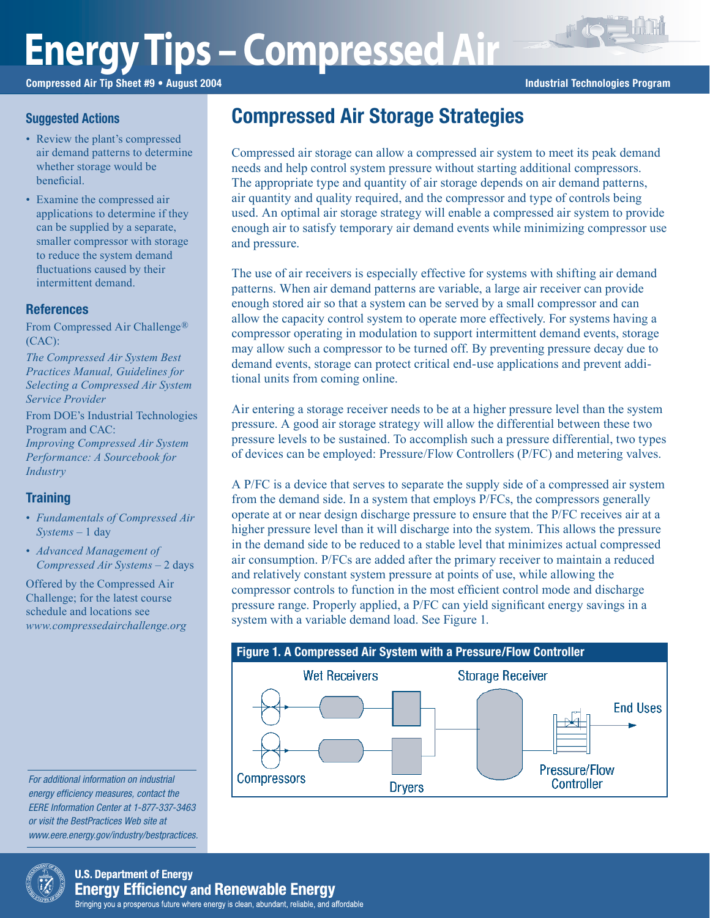# Energy Tips – Compressed Air

**Compressed Air Tip Sheet #9 • August 2004**

**Industrial Technologies Program**

## Compressed Air Storage Strategies

Compressed air storage can allow a compressed air system to meet its peak demand needs and help control system pressure without starting additional compressors. The appropriate type and quantity of air storage depends on air demand patterns, air quantity and quality required, and the compressor and type of controls being used. An optimal air storage strategy will enable a compressed air system to provide enough air to satisfy temporary air demand events while minimizing compressor use and pressure.

The use of air receivers is especially effective for systems with shifting air demand patterns. When air demand patterns are variable, a large air receiver can provide enough stored air so that a system can be served by a small compressor and can allow the capacity control system to operate more effectively. For systems having a compressor operating in modulation to support intermittent demand events, storage may allow such a compressor to be turned off. By preventing pressure decay due to demand events, storage can protect critical end-use applications and prevent additional units from coming online.

Air entering a storage receiver needs to be at a higher pressure level than the system pressure. A good air storage strategy will allow the differential between these two pressure levels to be sustained. To accomplish such a pressure differential, two types of devices can be employed: Pressure/Flow Controllers (P/FC) and metering valves.

A P/FC is a device that serves to separate the supply side of a compressed air system from the demand side. In a system that employs P/FCs, the compressors generally operate at or near design discharge pressure to ensure that the P/FC receives air at a higher pressure level than it will discharge into the system. This allows the pressure in the demand side to be reduced to a stable level that minimizes actual compressed air consumption. P/FCs are added after the primary receiver to maintain a reduced and relatively constant system pressure at points of use, while allowing the compressor controls to function in the most efficient control mode and discharge pressure range. Properly applied, a P/FC can yield significant energy savings in a system with a variable demand load. See Figure 1.

**Figure 1. A Compressed Air System with a Pressure/Flow Controller**

Wet Receivers — Storage Receiver — End Uses — Compressors — Dryers — Pressure/Flow Controller

### Suggested Actions

- Review the plant's compressed air demand patterns to determine whether storage would be beneficial.
- Examine the compressed air applications to determine if they can be supplied by a separate, smaller compressor with storage to reduce the system demand fluctuations caused by their intermittent demand.

### References

From Compressed Air Challenge® (CAC):

*The Compressed Air System Best Practices Manual, Guidelines for Selecting a Compressed Air System Service Provider*

From DOE's Industrial Technologies Program and CAC:

*Improving Compressed Air System Performance: A Sourcebook for Industry*

### Training

- *Fundamentals of Compressed Air Systems* – 1 day
- *Advanced Management of Compressed Air Systems* – 2 days

Offered by the Compressed Air Challenge; for the latest course schedule and locations see *www.compressedairchallenge.org*

*For additional information on industrial energy efficiency measures, contact the EERE Information Center at 1-877-337-3463 or visit the BestPractices Web site at www.eere.energy.gov/industry/bestpractices.*

**U.S. Department of Energy**
**Energy Efficiency and Renewable Energy**
Bringing you a prosperous future where energy is clean, abundant, reliable, and affordable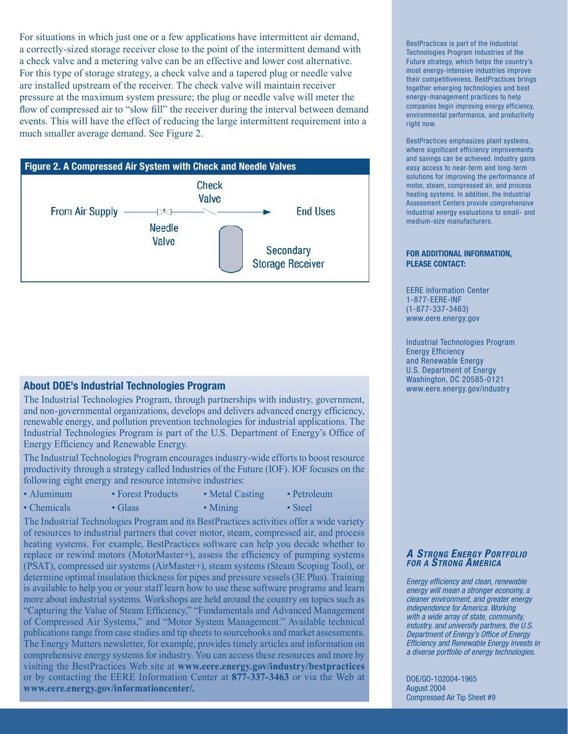For situations in which just one or a few applications have intermittent air demand, a correctly-sized storage receiver close to the point of the intermittent demand with a check valve and a metering valve can be an effective and lower cost alternative. For this type of storage strategy, a check valve and a tapered plug or needle valve are installed upstream of the receiver. The check valve will maintain receiver pressure at the maximum system pressure; the plug or needle valve will meter the flow of compressed air to "slow fill" the receiver during the interval between demand events. This will have the effect of reducing the large intermittent requirement into a much smaller average demand. See Figure 2.

**Figure 2. A Compressed Air System with Check and Needle Valves**

From Air Supply

Needle Valve

Check Valve

End Uses

Secondary Storage Receiver

## About DOE's Industrial Technologies Program

The Industrial Technologies Program, through partnerships with industry, government, and non-governmental organizations, develops and delivers advanced energy efficiency, renewable energy, and pollution prevention technologies for industrial applications. The Industrial Technologies Program is part of the U.S. Department of Energy's Office of Energy Efficiency and Renewable Energy.

The Industrial Technologies Program encourages industry-wide efforts to boost resource productivity through a strategy called Industries of the Future (IOF). IOF focuses on the following eight energy and resource intensive industries:

- Aluminum
- Forest Products
- Metal Casting
- Petroleum
- Chemicals
- Glass
- Mining
- Steel

The Industrial Technologies Program and its BestPractices activities offer a wide variety of resources to industrial partners that cover motor, steam, compressed air, and process heating systems. For example, BestPractices software can help you decide whether to replace or rewind motors (MotorMaster+), assess the efficiency of pumping systems (PSAT), compressed air systems (AirMaster+), steam systems (Steam Scoping Tool), or determine optimal insulation thickness for pipes and pressure vessels (3E Plus). Training is available to help you or your staff learn how to use these software programs and learn more about industrial systems. Workshops are held around the country on topics such as "Capturing the Value of Steam Efficiency," "Fundamentals and Advanced Management of Compressed Air Systems," and "Motor System Management." Available technical publications range from case studies and tip sheets to sourcebooks and market assessments. The Energy Matters newsletter, for example, provides timely articles and information on comprehensive energy systems for industry. You can access these resources and more by visiting the BestPractices Web site at **www.eere.energy.gov/industry/bestpractices** or by contacting the EERE Information Center at **877-337-3463** or via the Web at **www.eere.energy.gov/informationcenter/.**

BestPractices is part of the Industrial Technologies Program Industries of the Future strategy, which helps the country's most energy-intensive industries improve their competitiveness. BestPractices brings together emerging technologies and best energy-management practices to help companies begin improving energy efficiency, environmental performance, and productivity right now.

BestPractices emphasizes plant systems, where significant efficiency improvements and savings can be achieved. Industry gains easy access to near-term and long-term solutions for improving the performance of motor, steam, compressed air, and process heating systems. In addition, the Industrial Assessment Centers provide comprehensive industrial energy evaluations to small- and medium-size manufacturers.

**FOR ADDITIONAL INFORMATION, PLEASE CONTACT:**

EERE Information Center
1-877-EERE-INF
(1-877-337-3463)
www.eere.energy.gov

Industrial Technologies Program
Energy Efficiency
and Renewable Energy
U.S. Department of Energy
Washington, DC 20585-0121
www.eere.energy.gov/industry

***A Strong Energy Portfolio for a Strong America***

*Energy efficiency and clean, renewable energy will mean a stronger economy, a cleaner environment, and greater energy independence for America. Working with a wide array of state, community, industry, and university partners, the U.S. Department of Energy's Office of Energy Efficiency and Renewable Energy invests in a diverse portfolio of energy technologies.*

DOE/GO-102004-1965
August 2004
Compressed Air Tip Sheet #9